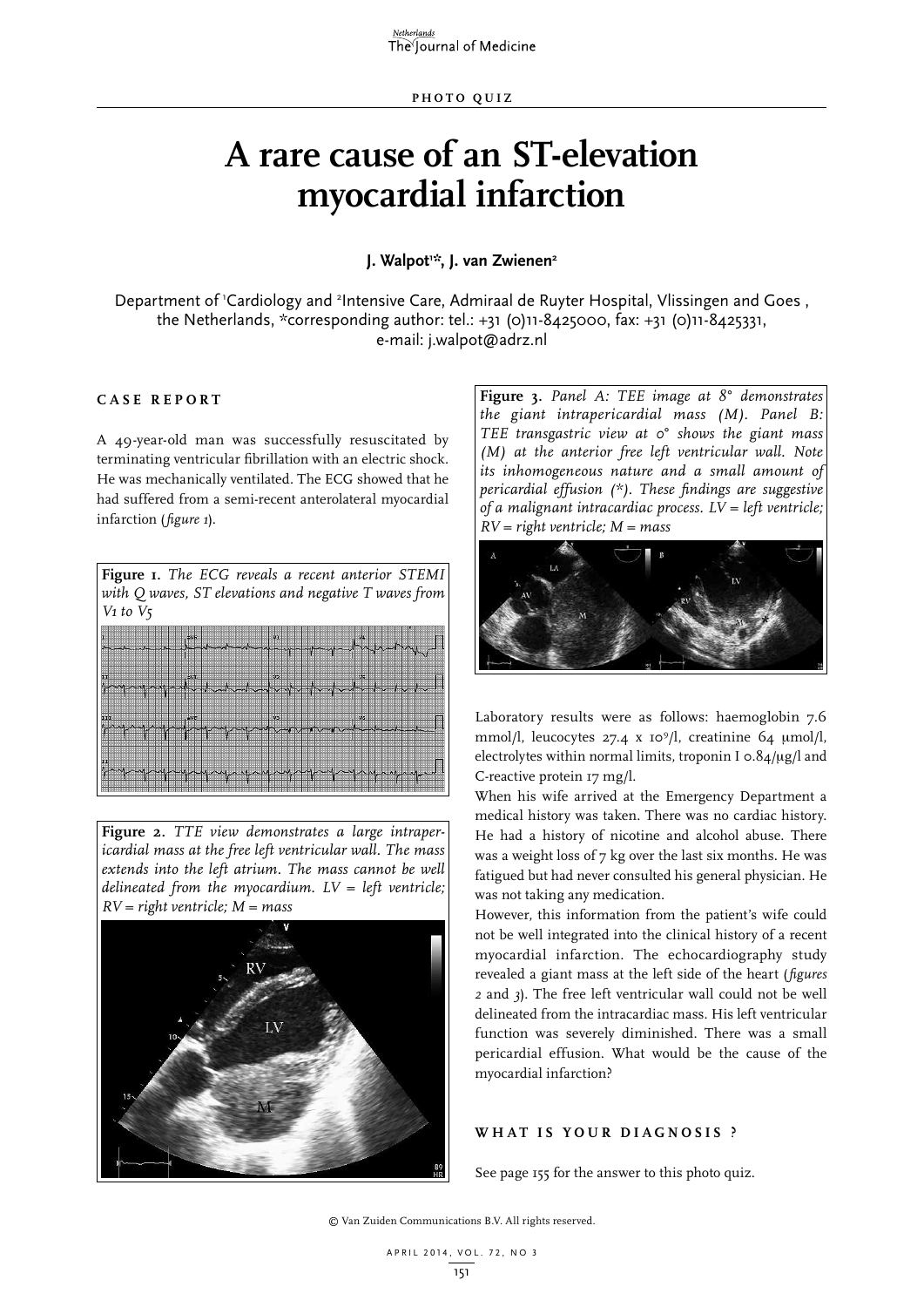PHOTO QUIZ

# A rare cause of an ST-elevation myocardial infarction

**J. Walpot[1]*, J. van Zwienen[2]**

Department of [1]Cardiology and [2]Intensive Care, Admiraal de Ruyter Hospital, Vlissingen and Goes , the Netherlands, *corresponding author: tel.: +31 (0)11-8425000, fax: +31 (0)11-8425331, e-mail: j.walpot@adrz.nl

## CASE REPORT

A 49-year-old man was successfully resuscitated by terminating ventricular fibrillation with an electric shock. He was mechanically ventilated. The ECG showed that he had suffered from a semi-recent anterolateral myocardial infarction (*figure 1*).

**Figure 1.** *The ECG reveals a recent anterior STEMI with Q waves, ST elevations and negative T waves from V1 to V5*

**Figure 2.** *TTE view demonstrates a large intrapericardial mass at the free left ventricular wall. The mass extends into the left atrium. The mass cannot be well delineated from the myocardium. LV = left ventricle; RV = right ventricle; M = mass*

**Figure 3.** *Panel A: TEE image at 8° demonstrates the giant intrapericardial mass (M). Panel B: TEE transgastric view at 0° shows the giant mass (M) at the anterior free left ventricular wall. Note its inhomogeneous nature and a small amount of pericardial effusion (*). These findings are suggestive of a malignant intracardiac process. LV = left ventricle; RV = right ventricle; M = mass*

Laboratory results were as follows: haemoglobin 7.6 mmol/l, leucocytes 27.4 x $10^9$/l, creatinine 64 μmol/l, electrolytes within normal limits, troponin I 0.84/μg/l and C-reactive protein 17 mg/l.

When his wife arrived at the Emergency Department a medical history was taken. There was no cardiac history. He had a history of nicotine and alcohol abuse. There was a weight loss of 7 kg over the last six months. He was fatigued but had never consulted his general physician. He was not taking any medication.

However, this information from the patient's wife could not be well integrated into the clinical history of a recent myocardial infarction. The echocardiography study revealed a giant mass at the left side of the heart (*figures 2* and *3*). The free left ventricular wall could not be well delineated from the intracardiac mass. His left ventricular function was severely diminished. There was a small pericardial effusion. What would be the cause of the myocardial infarction?

## WHAT IS YOUR DIAGNOSIS ?

See page 155 for the answer to this photo quiz.

© Van Zuiden Communications B.V. All rights reserved.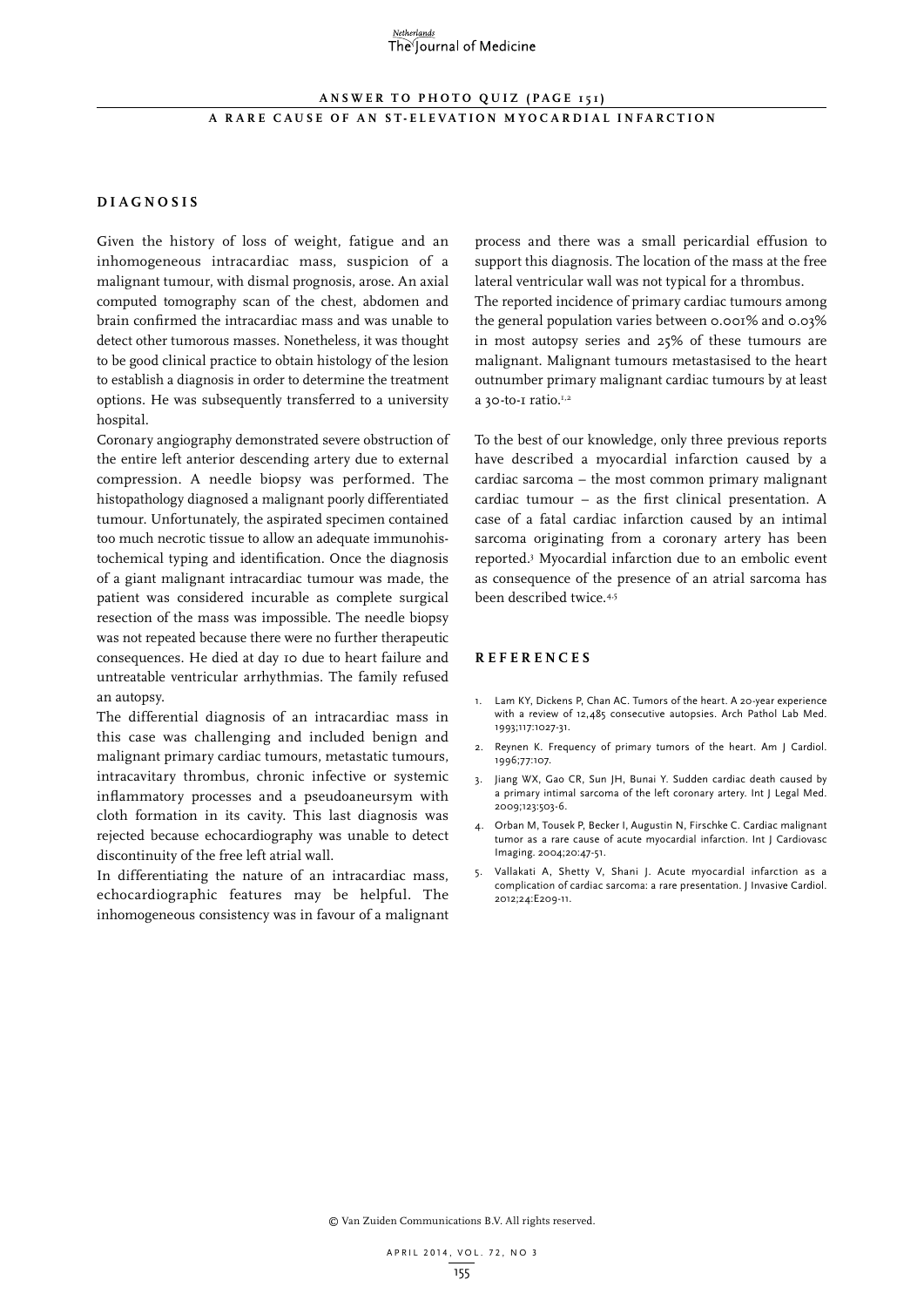## ANSWER TO PHOTO QUIZ (PAGE 151)

### A RARE CAUSE OF AN ST-ELEVATION MYOCARDIAL INFARCTION

#### DIAGNOSIS

Given the history of loss of weight, fatigue and an inhomogeneous intracardiac mass, suspicion of a malignant tumour, with dismal prognosis, arose. An axial computed tomography scan of the chest, abdomen and brain confirmed the intracardiac mass and was unable to detect other tumorous masses. Nonetheless, it was thought to be good clinical practice to obtain histology of the lesion to establish a diagnosis in order to determine the treatment options. He was subsequently transferred to a university hospital.

Coronary angiography demonstrated severe obstruction of the entire left anterior descending artery due to external compression. A needle biopsy was performed. The histopathology diagnosed a malignant poorly differentiated tumour. Unfortunately, the aspirated specimen contained too much necrotic tissue to allow an adequate immunohistochemical typing and identification. Once the diagnosis of a giant malignant intracardiac tumour was made, the patient was considered incurable as complete surgical resection of the mass was impossible. The needle biopsy was not repeated because there were no further therapeutic consequences. He died at day 10 due to heart failure and untreatable ventricular arrhythmias. The family refused an autopsy.

The differential diagnosis of an intracardiac mass in this case was challenging and included benign and malignant primary cardiac tumours, metastatic tumours, intracavitary thrombus, chronic infective or systemic inflammatory processes and a pseudoaneursym with cloth formation in its cavity. This last diagnosis was rejected because echocardiography was unable to detect discontinuity of the free left atrial wall.

In differentiating the nature of an intracardiac mass, echocardiographic features may be helpful. The inhomogeneous consistency was in favour of a malignant process and there was a small pericardial effusion to support this diagnosis. The location of the mass at the free lateral ventricular wall was not typical for a thrombus.

The reported incidence of primary cardiac tumours among the general population varies between 0.001% and 0.03% in most autopsy series and 25% of these tumours are malignant. Malignant tumours metastasised to the heart outnumber primary malignant cardiac tumours by at least a 30-to-1 ratio.[1,2]

To the best of our knowledge, only three previous reports have described a myocardial infarction caused by a cardiac sarcoma – the most common primary malignant cardiac tumour – as the first clinical presentation. A case of a fatal cardiac infarction caused by an intimal sarcoma originating from a coronary artery has been reported.[3] Myocardial infarction due to an embolic event as consequence of the presence of an atrial sarcoma has been described twice.[4,5]

#### REFERENCES

1. Lam KY, Dickens P, Chan AC. Tumors of the heart. A 20-year experience with a review of 12,485 consecutive autopsies. Arch Pathol Lab Med. 1993;117:1027-31.
2. Reynen K. Frequency of primary tumors of the heart. Am J Cardiol. 1996;77:107.
3. Jiang WX, Gao CR, Sun JH, Bunai Y. Sudden cardiac death caused by a primary intimal sarcoma of the left coronary artery. Int J Legal Med. 2009;123:503-6.
4. Orban M, Tousek P, Becker I, Augustin N, Firschke C. Cardiac malignant tumor as a rare cause of acute myocardial infarction. Int J Cardiovasc Imaging. 2004;20:47-51.
5. Vallakati A, Shetty V, Shani J. Acute myocardial infarction as a complication of cardiac sarcoma: a rare presentation. J Invasive Cardiol. 2012;24:E209-11.